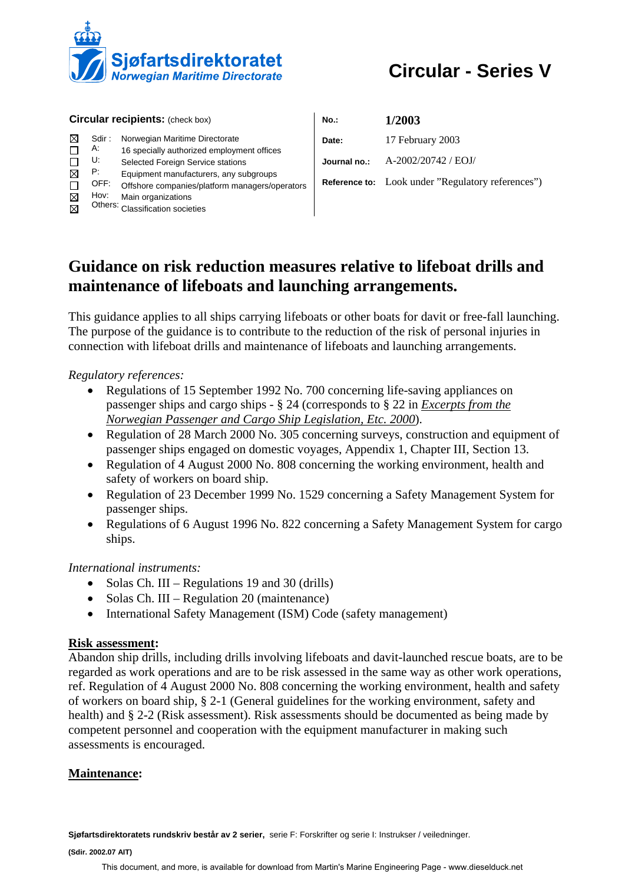**Sjøfartsdirektoratet**
*Norwegian Maritime Directorate*

# Circular - Series V

**Circular recipients:** (check box)

| | | |
|---|---|---|
| ☒ | Sdir : | Norwegian Maritime Directorate |
| ☐ | A: | 16 specially authorized employment offices |
| ☐ | U: | Selected Foreign Service stations |
| ☒ | P: | Equipment manufacturers, any subgroups |
| ☐ | OFF: | Offshore companies/platform managers/operators |
| ☒ | Hov: | Main organizations |
| ☒ | Others: | Classification societies |

| | |
|---|---|
| **No.:** | **1/2003** |
| **Date:** | 17 February 2003 |
| **Journal no.:** | A-2002/20742 / EOJ/ |
| **Reference to:** | Look under "Regulatory references") |

## Guidance on risk reduction measures relative to lifeboat drills and maintenance of lifeboats and launching arrangements.

This guidance applies to all ships carrying lifeboats or other boats for davit or free-fall launching. The purpose of the guidance is to contribute to the reduction of the risk of personal injuries in connection with lifeboat drills and maintenance of lifeboats and launching arrangements.

*Regulatory references:*

- Regulations of 15 September 1992 No. 700 concerning life-saving appliances on passenger ships and cargo ships - § 24 (corresponds to § 22 in *Excerpts from the Norwegian Passenger and Cargo Ship Legislation, Etc. 2000*).
- Regulation of 28 March 2000 No. 305 concerning surveys, construction and equipment of passenger ships engaged on domestic voyages, Appendix 1, Chapter III, Section 13.
- Regulation of 4 August 2000 No. 808 concerning the working environment, health and safety of workers on board ship.
- Regulation of 23 December 1999 No. 1529 concerning a Safety Management System for passenger ships.
- Regulations of 6 August 1996 No. 822 concerning a Safety Management System for cargo ships.

*International instruments:*

- Solas Ch. III – Regulations 19 and 30 (drills)
- Solas Ch. III – Regulation 20 (maintenance)
- International Safety Management (ISM) Code (safety management)

**Risk assessment:**

Abandon ship drills, including drills involving lifeboats and davit-launched rescue boats, are to be regarded as work operations and are to be risk assessed in the same way as other work operations, ref. Regulation of 4 August 2000 No. 808 concerning the working environment, health and safety of workers on board ship, § 2-1 (General guidelines for the working environment, safety and health) and § 2-2 (Risk assessment). Risk assessments should be documented as being made by competent personnel and cooperation with the equipment manufacturer in making such assessments is encouraged.

**Maintenance:**

**Sjøfartsdirektoratets rundskriv består av 2 serier,** serie F: Forskrifter og serie I: Instrukser / veiledninger.

**(Sdir. 2002.07 AIT)**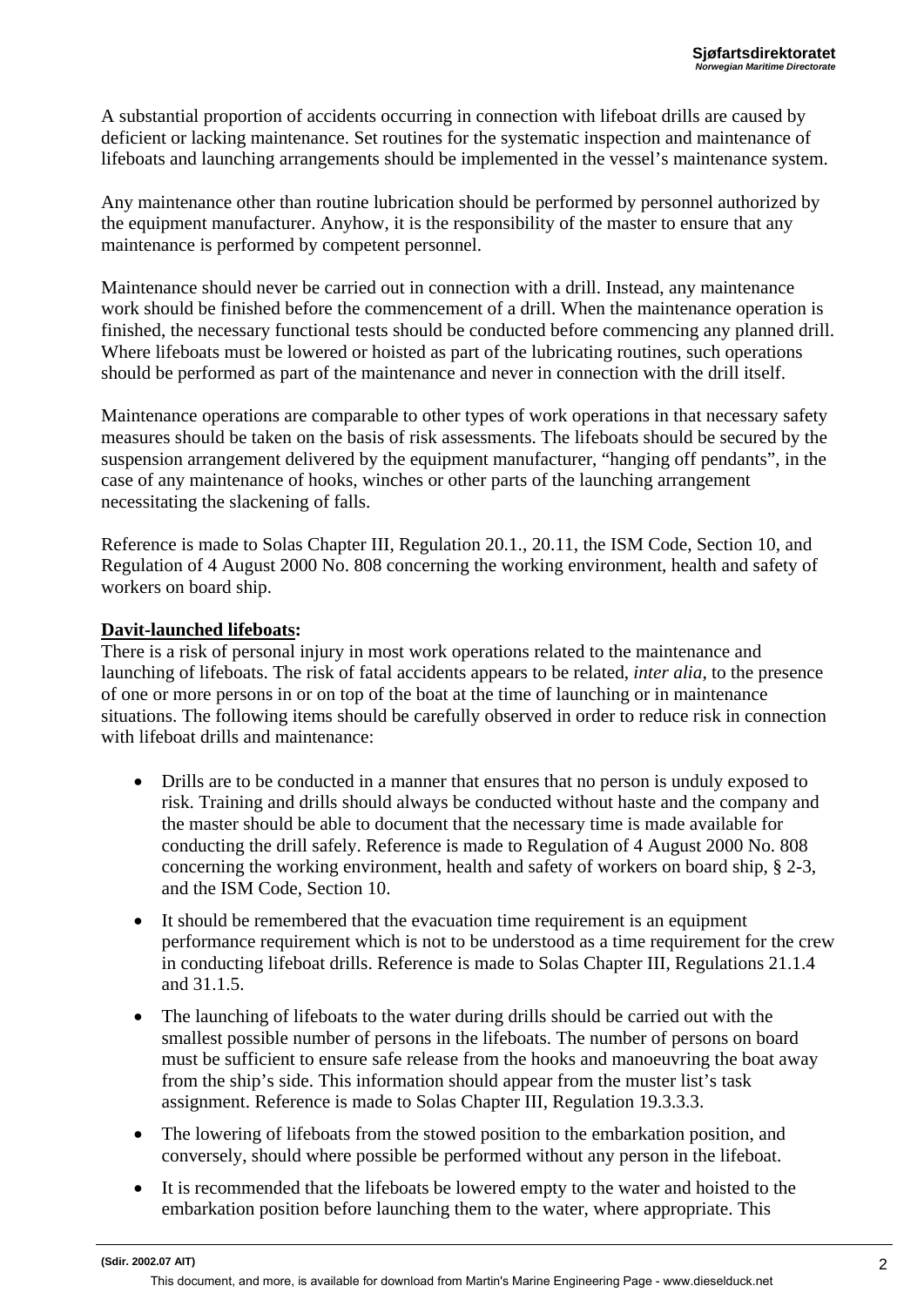A substantial proportion of accidents occurring in connection with lifeboat drills are caused by deficient or lacking maintenance. Set routines for the systematic inspection and maintenance of lifeboats and launching arrangements should be implemented in the vessel's maintenance system.

Any maintenance other than routine lubrication should be performed by personnel authorized by the equipment manufacturer. Anyhow, it is the responsibility of the master to ensure that any maintenance is performed by competent personnel.

Maintenance should never be carried out in connection with a drill. Instead, any maintenance work should be finished before the commencement of a drill. When the maintenance operation is finished, the necessary functional tests should be conducted before commencing any planned drill. Where lifeboats must be lowered or hoisted as part of the lubricating routines, such operations should be performed as part of the maintenance and never in connection with the drill itself.

Maintenance operations are comparable to other types of work operations in that necessary safety measures should be taken on the basis of risk assessments. The lifeboats should be secured by the suspension arrangement delivered by the equipment manufacturer, "hanging off pendants", in the case of any maintenance of hooks, winches or other parts of the launching arrangement necessitating the slackening of falls.

Reference is made to Solas Chapter III, Regulation 20.1., 20.11, the ISM Code, Section 10, and Regulation of 4 August 2000 No. 808 concerning the working environment, health and safety of workers on board ship.

**Davit-launched lifeboats:**

There is a risk of personal injury in most work operations related to the maintenance and launching of lifeboats. The risk of fatal accidents appears to be related, *inter alia*, to the presence of one or more persons in or on top of the boat at the time of launching or in maintenance situations. The following items should be carefully observed in order to reduce risk in connection with lifeboat drills and maintenance:

- Drills are to be conducted in a manner that ensures that no person is unduly exposed to risk. Training and drills should always be conducted without haste and the company and the master should be able to document that the necessary time is made available for conducting the drill safely. Reference is made to Regulation of 4 August 2000 No. 808 concerning the working environment, health and safety of workers on board ship, § 2-3, and the ISM Code, Section 10.
- It should be remembered that the evacuation time requirement is an equipment performance requirement which is not to be understood as a time requirement for the crew in conducting lifeboat drills. Reference is made to Solas Chapter III, Regulations 21.1.4 and 31.1.5.
- The launching of lifeboats to the water during drills should be carried out with the smallest possible number of persons in the lifeboats. The number of persons on board must be sufficient to ensure safe release from the hooks and manoeuvring the boat away from the ship's side. This information should appear from the muster list's task assignment. Reference is made to Solas Chapter III, Regulation 19.3.3.3.
- The lowering of lifeboats from the stowed position to the embarkation position, and conversely, should where possible be performed without any person in the lifeboat.
- It is recommended that the lifeboats be lowered empty to the water and hoisted to the embarkation position before launching them to the water, where appropriate. This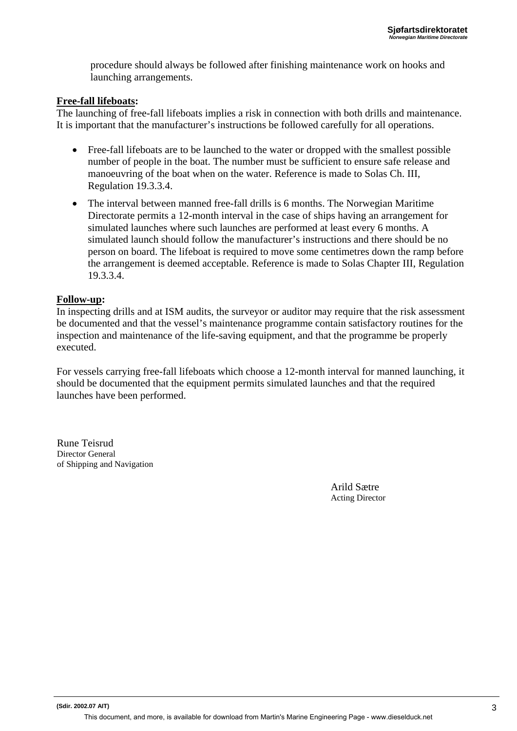procedure should always be followed after finishing maintenance work on hooks and launching arrangements.

**Free-fall lifeboats:**
The launching of free-fall lifeboats implies a risk in connection with both drills and maintenance. It is important that the manufacturer's instructions be followed carefully for all operations.

- Free-fall lifeboats are to be launched to the water or dropped with the smallest possible number of people in the boat. The number must be sufficient to ensure safe release and manoeuvring of the boat when on the water. Reference is made to Solas Ch. III, Regulation 19.3.3.4.
- The interval between manned free-fall drills is 6 months. The Norwegian Maritime Directorate permits a 12-month interval in the case of ships having an arrangement for simulated launches where such launches are performed at least every 6 months. A simulated launch should follow the manufacturer's instructions and there should be no person on board. The lifeboat is required to move some centimetres down the ramp before the arrangement is deemed acceptable. Reference is made to Solas Chapter III, Regulation 19.3.3.4.

**Follow-up:**
In inspecting drills and at ISM audits, the surveyor or auditor may require that the risk assessment be documented and that the vessel's maintenance programme contain satisfactory routines for the inspection and maintenance of the life-saving equipment, and that the programme be properly executed.

For vessels carrying free-fall lifeboats which choose a 12-month interval for manned launching, it should be documented that the equipment permits simulated launches and that the required launches have been performed.

Rune Teisrud
Director General
of Shipping and Navigation

Arild Sætre
Acting Director

(Sdir. 2002.07 AIT)

This document, and more, is available for download from Martin's Marine Engineering Page - www.dieselduck.net